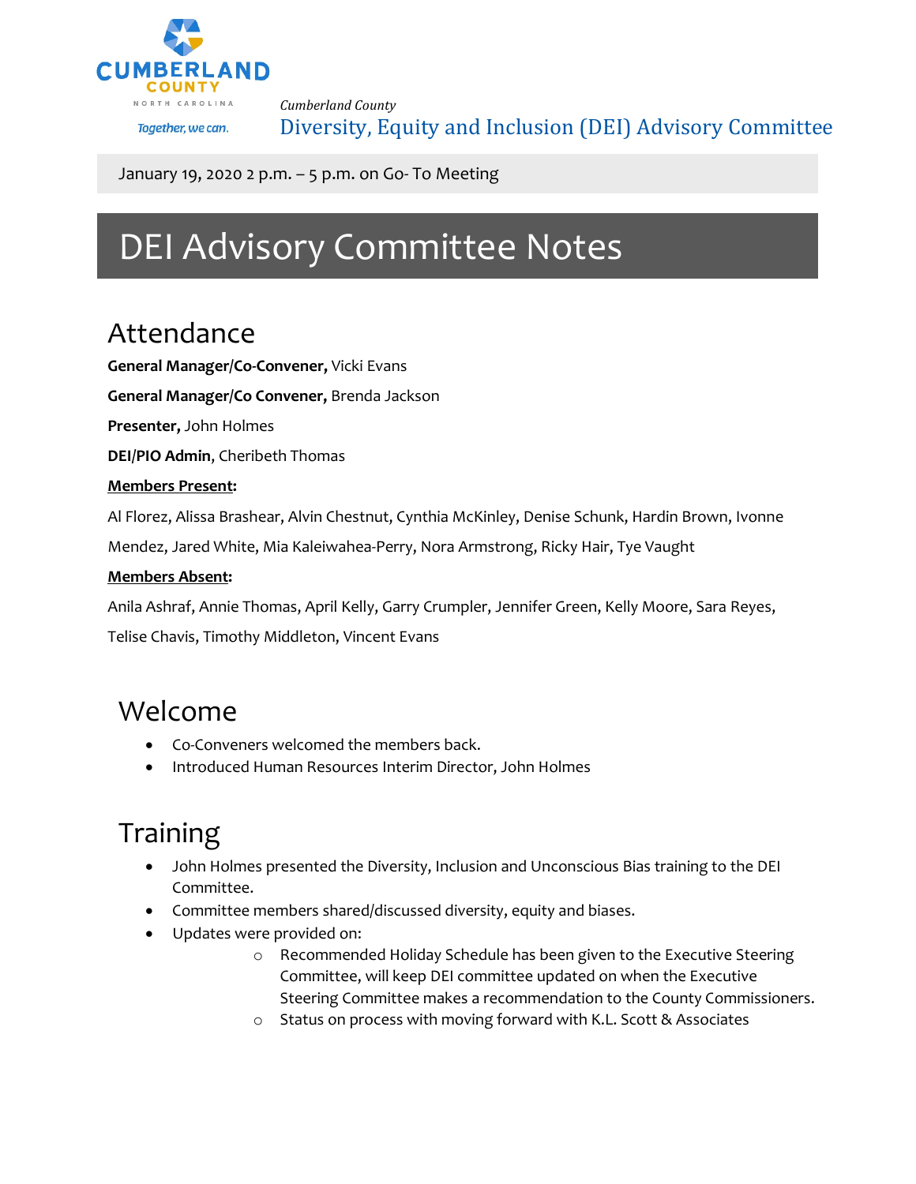Cumberland County
NORTH CAROLINA
Together, we can.

*Cumberland County*
Diversity, Equity and Inclusion (DEI) Advisory Committee

January 19, 2020 2 p.m. – 5 p.m. on Go- To Meeting

# DEI Advisory Committee Notes

## Attendance

**General Manager/Co-Convener,** Vicki Evans

**General Manager/Co Convener,** Brenda Jackson

**Presenter,** John Holmes

**DEI/PIO Admin**, Cheribeth Thomas

**Members Present:**

Al Florez, Alissa Brashear, Alvin Chestnut, Cynthia McKinley, Denise Schunk, Hardin Brown, Ivonne Mendez, Jared White, Mia Kaleiwahea-Perry, Nora Armstrong, Ricky Hair, Tye Vaught

**Members Absent:**

Anila Ashraf, Annie Thomas, April Kelly, Garry Crumpler, Jennifer Green, Kelly Moore, Sara Reyes, Telise Chavis, Timothy Middleton, Vincent Evans

## Welcome

- Co-Conveners welcomed the members back.
- Introduced Human Resources Interim Director, John Holmes

## Training

- John Holmes presented the Diversity, Inclusion and Unconscious Bias training to the DEI Committee.
- Committee members shared/discussed diversity, equity and biases.
- Updates were provided on:
  - Recommended Holiday Schedule has been given to the Executive Steering Committee, will keep DEI committee updated on when the Executive Steering Committee makes a recommendation to the County Commissioners.
  - Status on process with moving forward with K.L. Scott & Associates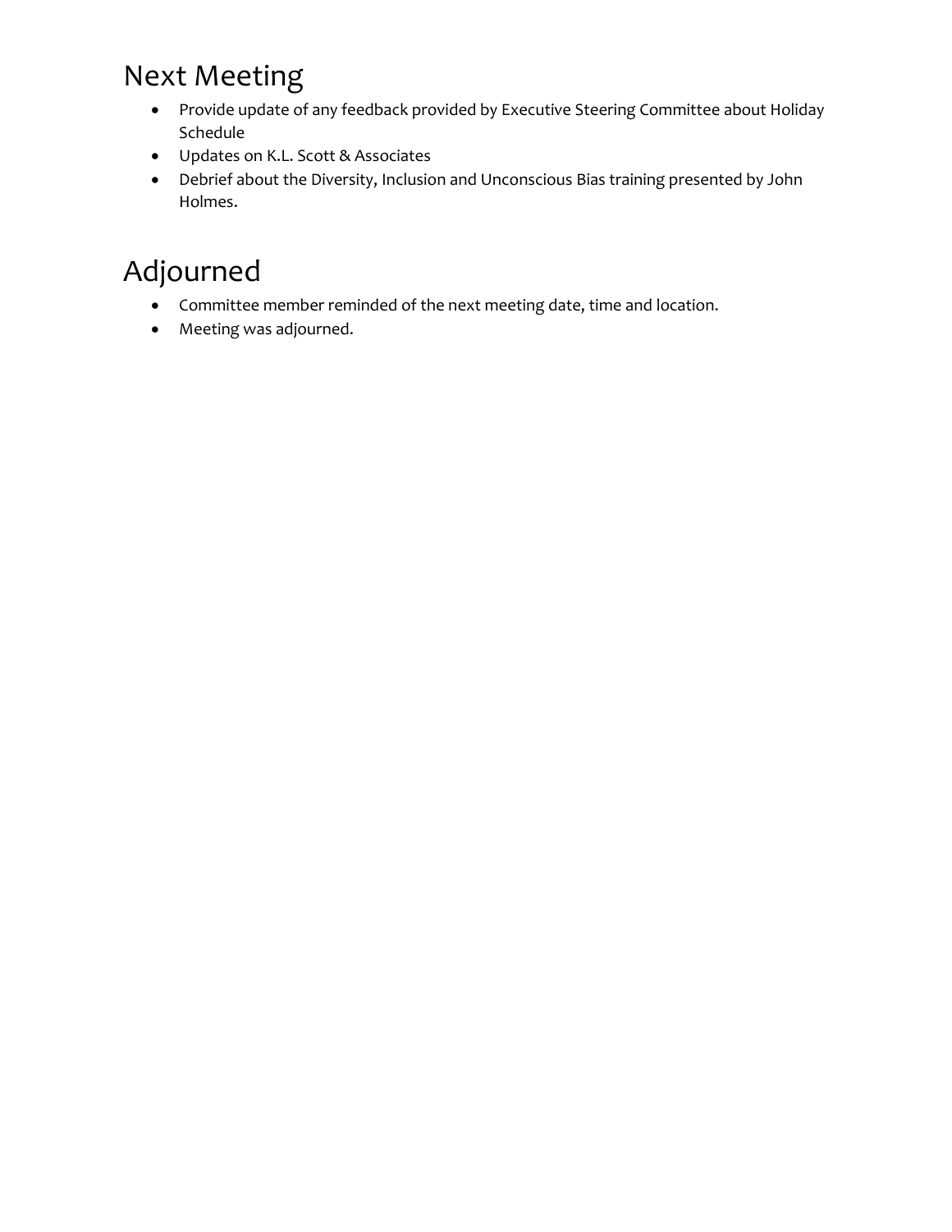# Next Meeting

- Provide update of any feedback provided by Executive Steering Committee about Holiday Schedule
- Updates on K.L. Scott & Associates
- Debrief about the Diversity, Inclusion and Unconscious Bias training presented by John Holmes.

# Adjourned

- Committee member reminded of the next meeting date, time and location.
- Meeting was adjourned.